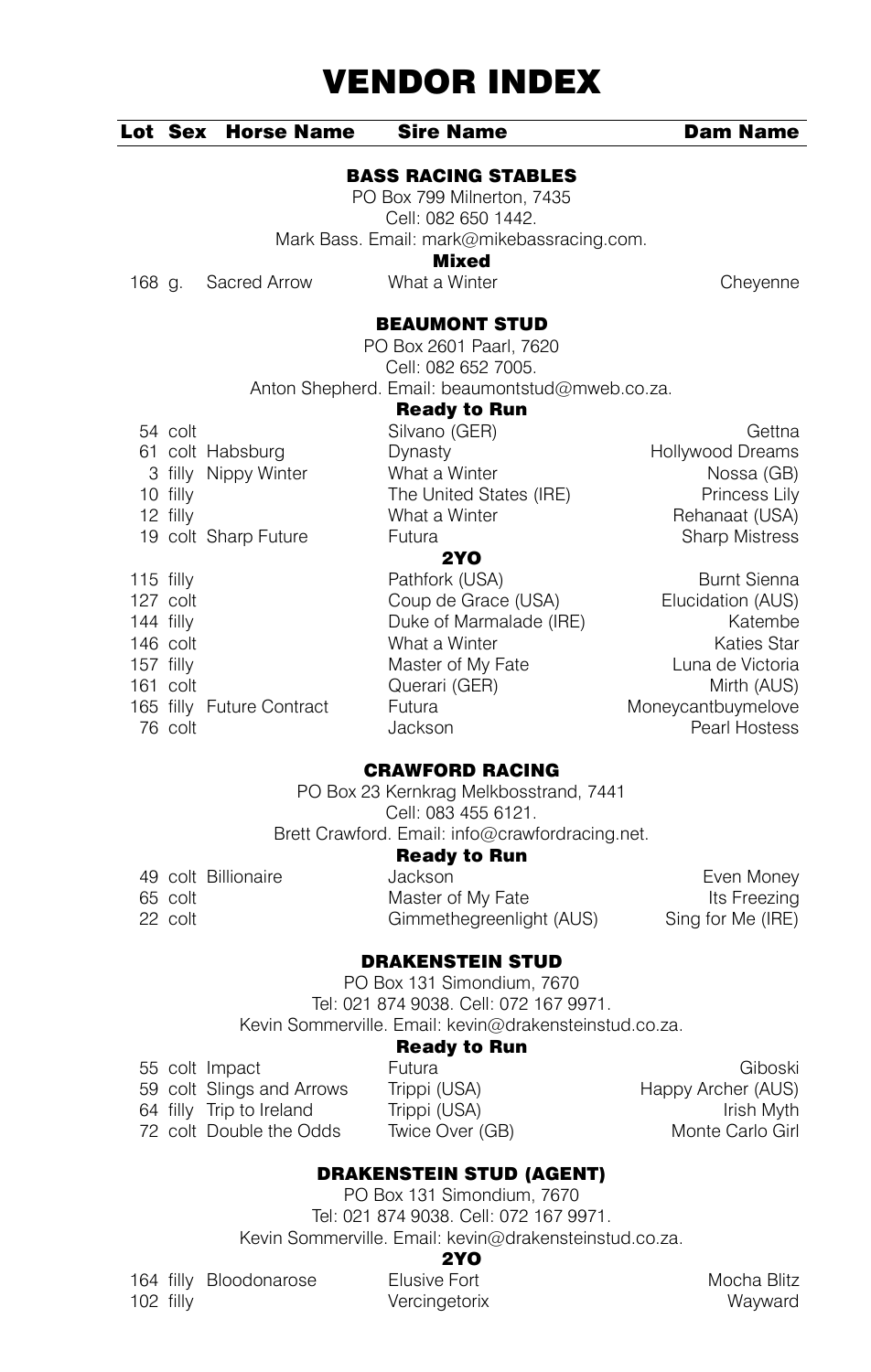# VENDOR INDEX

| Lot | Sex | Horse Name | Sire Name | Dam Name |
|---|---|---|---|---|

## BASS RACING STABLES

PO Box 799 Milnerton, 7435
Cell: 082 650 1442.
Mark Bass. Email: mark@mikebassracing.com.

**Mixed**

| Lot | Sex | Horse Name | Sire Name | Dam Name |
|---|---|---|---|---|
| 168 | g. | Sacred Arrow | What a Winter | Cheyenne |

## BEAUMONT STUD

PO Box 2601 Paarl, 7620
Cell: 082 652 7005.
Anton Shepherd. Email: beaumontstud@mweb.co.za.

**Ready to Run**

| Lot | Sex | Horse Name | Sire Name | Dam Name |
|---|---|---|---|---|
| 54 | colt | | Silvano (GER) | Gettna |
| 61 | colt | Habsburg | Dynasty | Hollywood Dreams |
| 3 | filly | Nippy Winter | What a Winter | Nossa (GB) |
| 10 | filly | | The United States (IRE) | Princess Lily |
| 12 | filly | | What a Winter | Rehanaat (USA) |
| 19 | colt | Sharp Future | Futura | Sharp Mistress |

**2YO**

| Lot | Sex | Horse Name | Sire Name | Dam Name |
|---|---|---|---|---|
| 115 | filly | | Pathfork (USA) | Burnt Sienna |
| 127 | colt | | Coup de Grace (USA) | Elucidation (AUS) |
| 144 | filly | | Duke of Marmalade (IRE) | Katembe |
| 146 | colt | | What a Winter | Katies Star |
| 157 | filly | | Master of My Fate | Luna de Victoria |
| 161 | colt | | Querari (GER) | Mirth (AUS) |
| 165 | filly | Future Contract | Futura | Moneycantbuymelove |
| 76 | colt | | Jackson | Pearl Hostess |

## CRAWFORD RACING

PO Box 23 Kernkrag Melkbosstrand, 7441
Cell: 083 455 6121.
Brett Crawford. Email: info@crawfordracing.net.

**Ready to Run**

| Lot | Sex | Horse Name | Sire Name | Dam Name |
|---|---|---|---|---|
| 49 | colt | Billionaire | Jackson | Even Money |
| 65 | colt | | Master of My Fate | Its Freezing |
| 22 | colt | | Gimmethegreenlight (AUS) | Sing for Me (IRE) |

## DRAKENSTEIN STUD

PO Box 131 Simondium, 7670
Tel: 021 874 9038. Cell: 072 167 9971.
Kevin Sommerville. Email: kevin@drakensteinstud.co.za.

**Ready to Run**

| Lot | Sex | Horse Name | Sire Name | Dam Name |
|---|---|---|---|---|
| 55 | colt | Impact | Futura | Giboski |
| 59 | colt | Slings and Arrows | Trippi (USA) | Happy Archer (AUS) |
| 64 | filly | Trip to Ireland | Trippi (USA) | Irish Myth |
| 72 | colt | Double the Odds | Twice Over (GB) | Monte Carlo Girl |

## DRAKENSTEIN STUD (AGENT)

PO Box 131 Simondium, 7670
Tel: 021 874 9038. Cell: 072 167 9971.
Kevin Sommerville. Email: kevin@drakensteinstud.co.za.

**2YO**

| Lot | Sex | Horse Name | Sire Name | Dam Name |
|---|---|---|---|---|
| 164 | filly | Bloodonarose | Elusive Fort | Mocha Blitz |
| 102 | filly | | Vercingetorix | Wayward |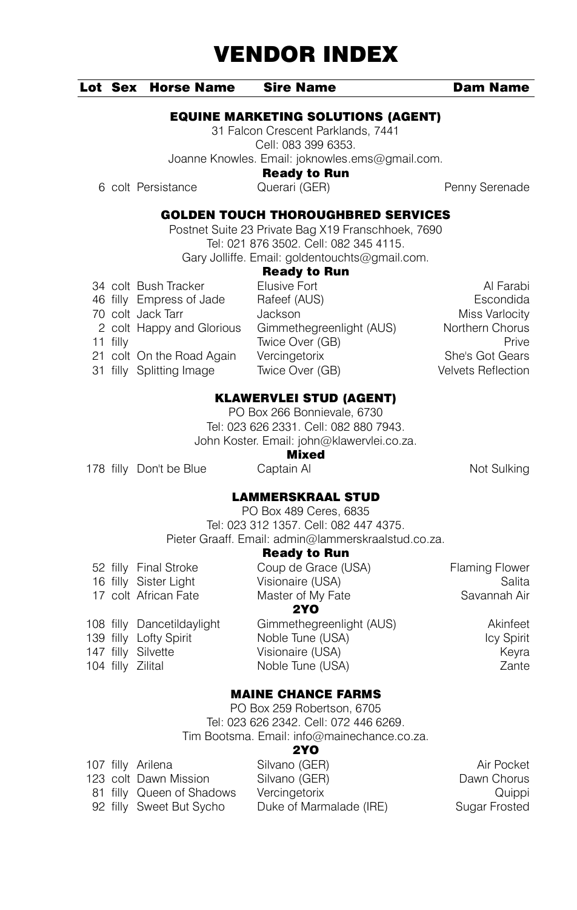# VENDOR INDEX

| Lot | Sex | Horse Name | Sire Name | Dam Name |
|---|---|---|---|---|

### EQUINE MARKETING SOLUTIONS (AGENT)

31 Falcon Crescent Parklands, 7441
Cell: 083 399 6353.
Joanne Knowles. Email: joknowles.ems@gmail.com.

**Ready to Run**

| Lot | Sex | Horse Name | Sire Name | Dam Name |
|---|---|---|---|---|
| 6 | colt | Persistance | Querari (GER) | Penny Serenade |

### GOLDEN TOUCH THOROUGHBRED SERVICES

Postnet Suite 23 Private Bag X19 Franschhoek, 7690
Tel: 021 876 3502. Cell: 082 345 4115.
Gary Jolliffe. Email: goldentouchts@gmail.com.

**Ready to Run**

| Lot | Sex | Horse Name | Sire Name | Dam Name |
|---|---|---|---|---|
| 34 | colt | Bush Tracker | Elusive Fort | Al Farabi |
| 46 | filly | Empress of Jade | Rafeef (AUS) | Escondida |
| 70 | colt | Jack Tarr | Jackson | Miss Varlocity |
| 2 | colt | Happy and Glorious | Gimmethegreenlight (AUS) | Northern Chorus |
| 11 | filly | | Twice Over (GB) | Prive |
| 21 | colt | On the Road Again | Vercingetorix | She's Got Gears |
| 31 | filly | Splitting Image | Twice Over (GB) | Velvets Reflection |

### KLAWERVLEI STUD (AGENT)

PO Box 266 Bonnievale, 6730
Tel: 023 626 2331. Cell: 082 880 7943.
John Koster. Email: john@klawervlei.co.za.

**Mixed**

| Lot | Sex | Horse Name | Sire Name | Dam Name |
|---|---|---|---|---|
| 178 | filly | Don't be Blue | Captain Al | Not Sulking |

### LAMMERSKRAAL STUD

PO Box 489 Ceres, 6835
Tel: 023 312 1357. Cell: 082 447 4375.
Pieter Graaff. Email: admin@lammerskraalstud.co.za.

**Ready to Run**

| Lot | Sex | Horse Name | Sire Name | Dam Name |
|---|---|---|---|---|
| 52 | filly | Final Stroke | Coup de Grace (USA) | Flaming Flower |
| 16 | filly | Sister Light | Visionaire (USA) | Salita |
| 17 | colt | African Fate | Master of My Fate | Savannah Air |

**2YO**

| Lot | Sex | Horse Name | Sire Name | Dam Name |
|---|---|---|---|---|
| 108 | filly | Dancetildaylight | Gimmethegreenlight (AUS) | Akinfeet |
| 139 | filly | Lofty Spirit | Noble Tune (USA) | Icy Spirit |
| 147 | filly | Silvette | Visionaire (USA) | Keyra |
| 104 | filly | Zilital | Noble Tune (USA) | Zante |

### MAINE CHANCE FARMS

PO Box 259 Robertson, 6705
Tel: 023 626 2342. Cell: 072 446 6269.
Tim Bootsma. Email: info@mainechance.co.za.

**2YO**

| Lot | Sex | Horse Name | Sire Name | Dam Name |
|---|---|---|---|---|
| 107 | filly | Arilena | Silvano (GER) | Air Pocket |
| 123 | colt | Dawn Mission | Silvano (GER) | Dawn Chorus |
| 81 | filly | Queen of Shadows | Vercingetorix | Quippi |
| 92 | filly | Sweet But Sycho | Duke of Marmalade (IRE) | Sugar Frosted |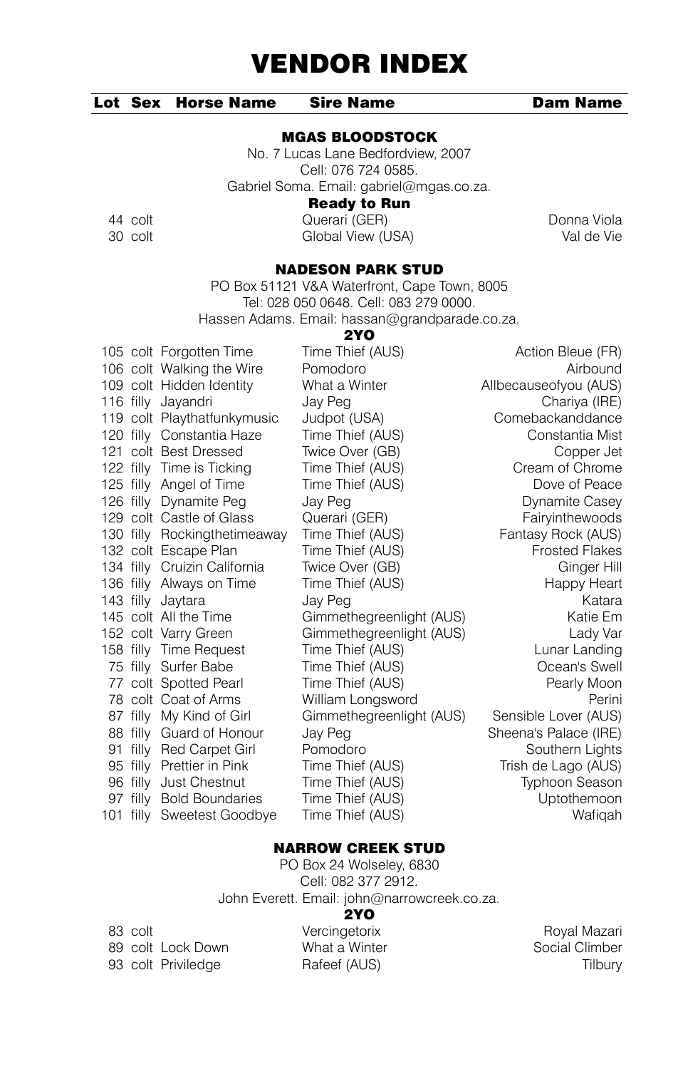# VENDOR INDEX

| Lot | Sex | Horse Name | Sire Name | Dam Name |
|---|---|---|---|---|

## MGAS BLOODSTOCK

No. 7 Lucas Lane Bedfordview, 2007
Cell: 076 724 0585.
Gabriel Soma. Email: gabriel@mgas.co.za.

### Ready to Run

| Lot | Sex | Horse Name | Sire Name | Dam Name |
|---|---|---|---|---|
| 44 | colt | | Querari (GER) | Donna Viola |
| 30 | colt | | Global View (USA) | Val de Vie |

## NADESON PARK STUD

PO Box 51121 V&A Waterfront, Cape Town, 8005
Tel: 028 050 0648. Cell: 083 279 0000.
Hassen Adams. Email: hassan@grandparade.co.za.

### 2YO

| Lot | Sex | Horse Name | Sire Name | Dam Name |
|---|---|---|---|---|
| 105 | colt | Forgotten Time | Time Thief (AUS) | Action Bleue (FR) |
| 106 | colt | Walking the Wire | Pomodoro | Airbound |
| 109 | colt | Hidden Identity | What a Winter | Allbecauseofyou (AUS) |
| 116 | filly | Jayandri | Jay Peg | Chariya (IRE) |
| 119 | colt | Playthatfunkymusic | Judpot (USA) | Comebackanddance |
| 120 | filly | Constantia Haze | Time Thief (AUS) | Constantia Mist |
| 121 | colt | Best Dressed | Twice Over (GB) | Copper Jet |
| 122 | filly | Time is Ticking | Time Thief (AUS) | Cream of Chrome |
| 125 | filly | Angel of Time | Time Thief (AUS) | Dove of Peace |
| 126 | filly | Dynamite Peg | Jay Peg | Dynamite Casey |
| 129 | colt | Castle of Glass | Querari (GER) | Fairyinthewoods |
| 130 | filly | Rockingthetimeaway | Time Thief (AUS) | Fantasy Rock (AUS) |
| 132 | colt | Escape Plan | Time Thief (AUS) | Frosted Flakes |
| 134 | filly | Cruizin California | Twice Over (GB) | Ginger Hill |
| 136 | filly | Always on Time | Time Thief (AUS) | Happy Heart |
| 143 | filly | Jaytara | Jay Peg | Katara |
| 145 | colt | All the Time | Gimmethegreenlight (AUS) | Katie Em |
| 152 | colt | Varry Green | Gimmethegreenlight (AUS) | Lady Var |
| 158 | filly | Time Request | Time Thief (AUS) | Lunar Landing |
| 75 | filly | Surfer Babe | Time Thief (AUS) | Ocean's Swell |
| 77 | colt | Spotted Pearl | Time Thief (AUS) | Pearly Moon |
| 78 | colt | Coat of Arms | William Longsword | Perini |
| 87 | filly | My Kind of Girl | Gimmethegreenlight (AUS) | Sensible Lover (AUS) |
| 88 | filly | Guard of Honour | Jay Peg | Sheena's Palace (IRE) |
| 91 | filly | Red Carpet Girl | Pomodoro | Southern Lights |
| 95 | filly | Prettier in Pink | Time Thief (AUS) | Trish de Lago (AUS) |
| 96 | filly | Just Chestnut | Time Thief (AUS) | Typhoon Season |
| 97 | filly | Bold Boundaries | Time Thief (AUS) | Uptothemoon |
| 101 | filly | Sweetest Goodbye | Time Thief (AUS) | Wafiqah |

## NARROW CREEK STUD

PO Box 24 Wolseley, 6830
Cell: 082 377 2912.
John Everett. Email: john@narrowcreek.co.za.

### 2YO

| Lot | Sex | Horse Name | Sire Name | Dam Name |
|---|---|---|---|---|
| 83 | colt | | Vercingetorix | Royal Mazari |
| 89 | colt | Lock Down | What a Winter | Social Climber |
| 93 | colt | Priviledge | Rafeef (AUS) | Tilbury |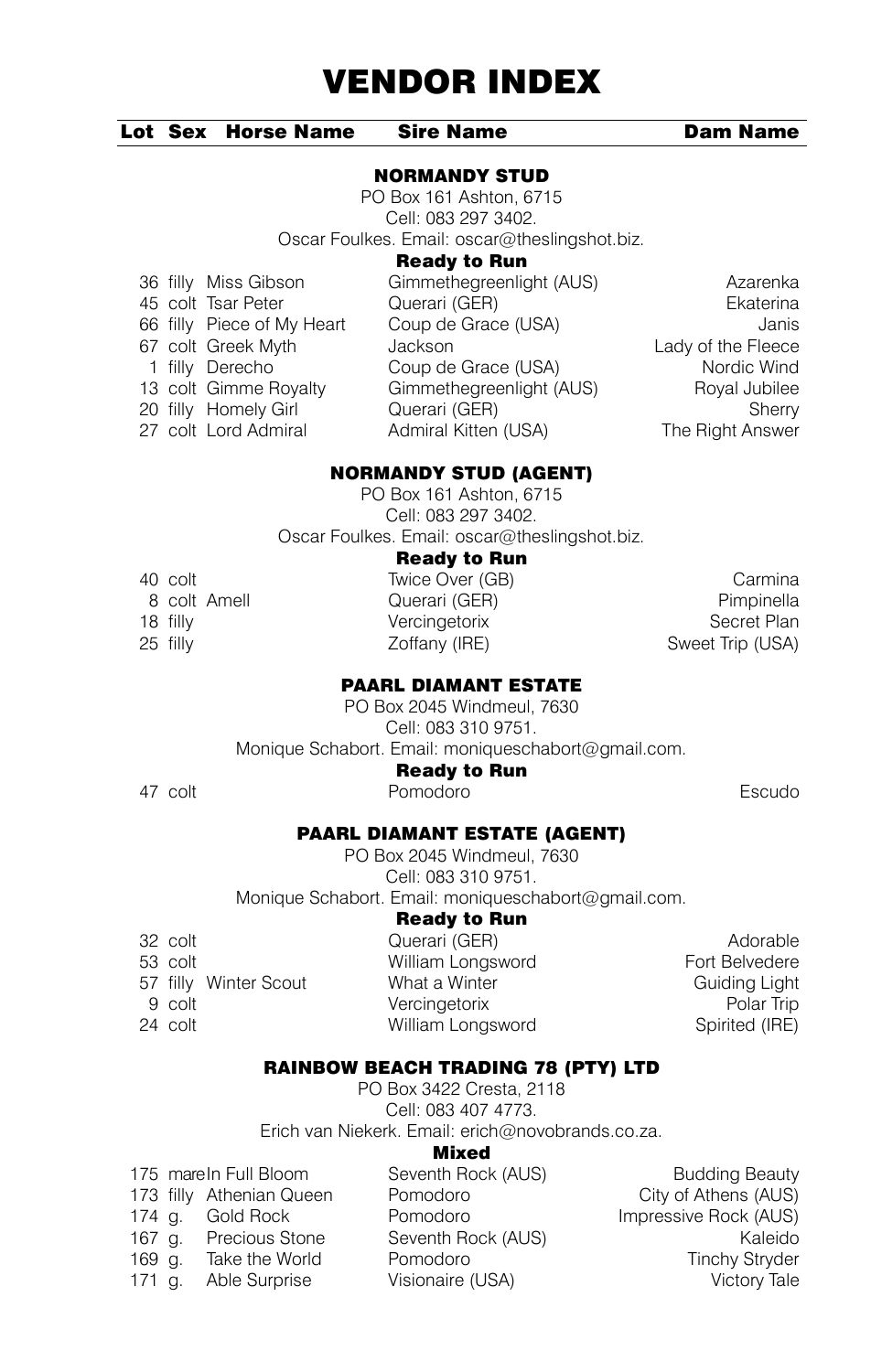# VENDOR INDEX

| Lot | Sex | Horse Name | Sire Name | Dam Name |
|---|---|---|---|---|

## NORMANDY STUD

PO Box 161 Ashton, 6715
Cell: 083 297 3402.
Oscar Foulkes. Email: oscar@theslingshot.biz.

### Ready to Run

| Lot | Sex | Horse Name | Sire Name | Dam Name |
|---|---|---|---|---|
| 36 | filly | Miss Gibson | Gimmethegreenlight (AUS) | Azarenka |
| 45 | colt | Tsar Peter | Querari (GER) | Ekaterina |
| 66 | filly | Piece of My Heart | Coup de Grace (USA) | Janis |
| 67 | colt | Greek Myth | Jackson | Lady of the Fleece |
| 1 | filly | Derecho | Coup de Grace (USA) | Nordic Wind |
| 13 | colt | Gimme Royalty | Gimmethegreenlight (AUS) | Royal Jubilee |
| 20 | filly | Homely Girl | Querari (GER) | Sherry |
| 27 | colt | Lord Admiral | Admiral Kitten (USA) | The Right Answer |

## NORMANDY STUD (AGENT)

PO Box 161 Ashton, 6715
Cell: 083 297 3402.
Oscar Foulkes. Email: oscar@theslingshot.biz.

### Ready to Run

| Lot | Sex | Horse Name | Sire Name | Dam Name |
|---|---|---|---|---|
| 40 | colt | | Twice Over (GB) | Carmina |
| 8 | colt | Amell | Querari (GER) | Pimpinella |
| 18 | filly | | Vercingetorix | Secret Plan |
| 25 | filly | | Zoffany (IRE) | Sweet Trip (USA) |

## PAARL DIAMANT ESTATE

PO Box 2045 Windmeul, 7630
Cell: 083 310 9751.
Monique Schabort. Email: moniqueschabort@gmail.com.

### Ready to Run

| Lot | Sex | Horse Name | Sire Name | Dam Name |
|---|---|---|---|---|
| 47 | colt | | Pomodoro | Escudo |

## PAARL DIAMANT ESTATE (AGENT)

PO Box 2045 Windmeul, 7630
Cell: 083 310 9751.
Monique Schabort. Email: moniqueschabort@gmail.com.

### Ready to Run

| Lot | Sex | Horse Name | Sire Name | Dam Name |
|---|---|---|---|---|
| 32 | colt | | Querari (GER) | Adorable |
| 53 | colt | | William Longsword | Fort Belvedere |
| 57 | filly | Winter Scout | What a Winter | Guiding Light |
| 9 | colt | | Vercingetorix | Polar Trip |
| 24 | colt | | William Longsword | Spirited (IRE) |

## RAINBOW BEACH TRADING 78 (PTY) LTD

PO Box 3422 Cresta, 2118
Cell: 083 407 4773.
Erich van Niekerk. Email: erich@novobrands.co.za.

### Mixed

| Lot | Sex | Horse Name | Sire Name | Dam Name |
|---|---|---|---|---|
| 175 | mare | In Full Bloom | Seventh Rock (AUS) | Budding Beauty |
| 173 | filly | Athenian Queen | Pomodoro | City of Athens (AUS) |
| 174 | g. | Gold Rock | Pomodoro | Impressive Rock (AUS) |
| 167 | g. | Precious Stone | Seventh Rock (AUS) | Kaleido |
| 169 | g. | Take the World | Pomodoro | Tinchy Stryder |
| 171 | g. | Able Surprise | Visionaire (USA) | Victory Tale |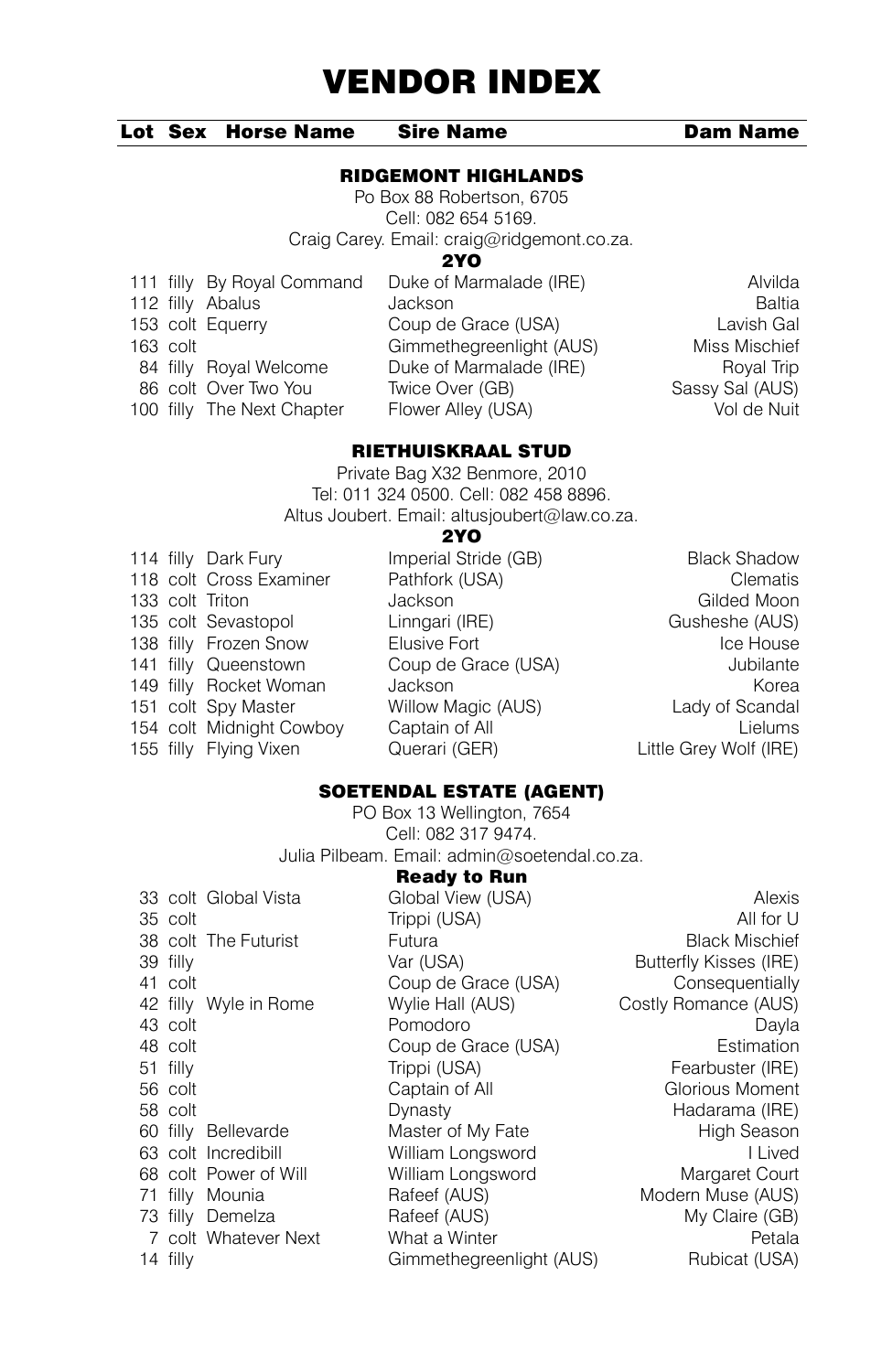# VENDOR INDEX

| Lot | Sex | Horse Name | Sire Name | Dam Name |
|---|---|---|---|---|

## RIDGEMONT HIGHLANDS

Po Box 88 Robertson, 6705
Cell: 082 654 5169.
Craig Carey. Email: craig@ridgemont.co.za.

**2YO**

| Lot | Sex | Horse Name | Sire Name | Dam Name |
|---|---|---|---|---|
| 111 | filly | By Royal Command | Duke of Marmalade (IRE) | Alvilda |
| 112 | filly | Abalus | Jackson | Baltia |
| 153 | colt | Equerry | Coup de Grace (USA) | Lavish Gal |
| 163 | colt | | Gimmethegreenlight (AUS) | Miss Mischief |
| 84 | filly | Royal Welcome | Duke of Marmalade (IRE) | Royal Trip |
| 86 | colt | Over Two You | Twice Over (GB) | Sassy Sal (AUS) |
| 100 | filly | The Next Chapter | Flower Alley (USA) | Vol de Nuit |

## RIETHUISKRAAL STUD

Private Bag X32 Benmore, 2010
Tel: 011 324 0500. Cell: 082 458 8896.
Altus Joubert. Email: altusjoubert@law.co.za.

**2YO**

| Lot | Sex | Horse Name | Sire Name | Dam Name |
|---|---|---|---|---|
| 114 | filly | Dark Fury | Imperial Stride (GB) | Black Shadow |
| 118 | colt | Cross Examiner | Pathfork (USA) | Clematis |
| 133 | colt | Triton | Jackson | Gilded Moon |
| 135 | colt | Sevastopol | Linngari (IRE) | Gusheshe (AUS) |
| 138 | filly | Frozen Snow | Elusive Fort | Ice House |
| 141 | filly | Queenstown | Coup de Grace (USA) | Jubilante |
| 149 | filly | Rocket Woman | Jackson | Korea |
| 151 | colt | Spy Master | Willow Magic (AUS) | Lady of Scandal |
| 154 | colt | Midnight Cowboy | Captain of All | Lielums |
| 155 | filly | Flying Vixen | Querari (GER) | Little Grey Wolf (IRE) |

## SOETENDAL ESTATE (AGENT)

PO Box 13 Wellington, 7654
Cell: 082 317 9474.
Julia Pilbeam. Email: admin@soetendal.co.za.

**Ready to Run**

| Lot | Sex | Horse Name | Sire Name | Dam Name |
|---|---|---|---|---|
| 33 | colt | Global Vista | Global View (USA) | Alexis |
| 35 | colt | | Trippi (USA) | All for U |
| 38 | colt | The Futurist | Futura | Black Mischief |
| 39 | filly | | Var (USA) | Butterfly Kisses (IRE) |
| 41 | colt | | Coup de Grace (USA) | Consequentially |
| 42 | filly | Wyle in Rome | Wylie Hall (AUS) | Costly Romance (AUS) |
| 43 | colt | | Pomodoro | Dayla |
| 48 | colt | | Coup de Grace (USA) | Estimation |
| 51 | filly | | Trippi (USA) | Fearbuster (IRE) |
| 56 | colt | | Captain of All | Glorious Moment |
| 58 | colt | | Dynasty | Hadarama (IRE) |
| 60 | filly | Bellevarde | Master of My Fate | High Season |
| 63 | colt | Incredibill | William Longsword | I Lived |
| 68 | colt | Power of Will | William Longsword | Margaret Court |
| 71 | filly | Mounia | Rafeef (AUS) | Modern Muse (AUS) |
| 73 | filly | Demelza | Rafeef (AUS) | My Claire (GB) |
| 7 | colt | Whatever Next | What a Winter | Petala |
| 14 | filly | | Gimmethegreenlight (AUS) | Rubicat (USA) |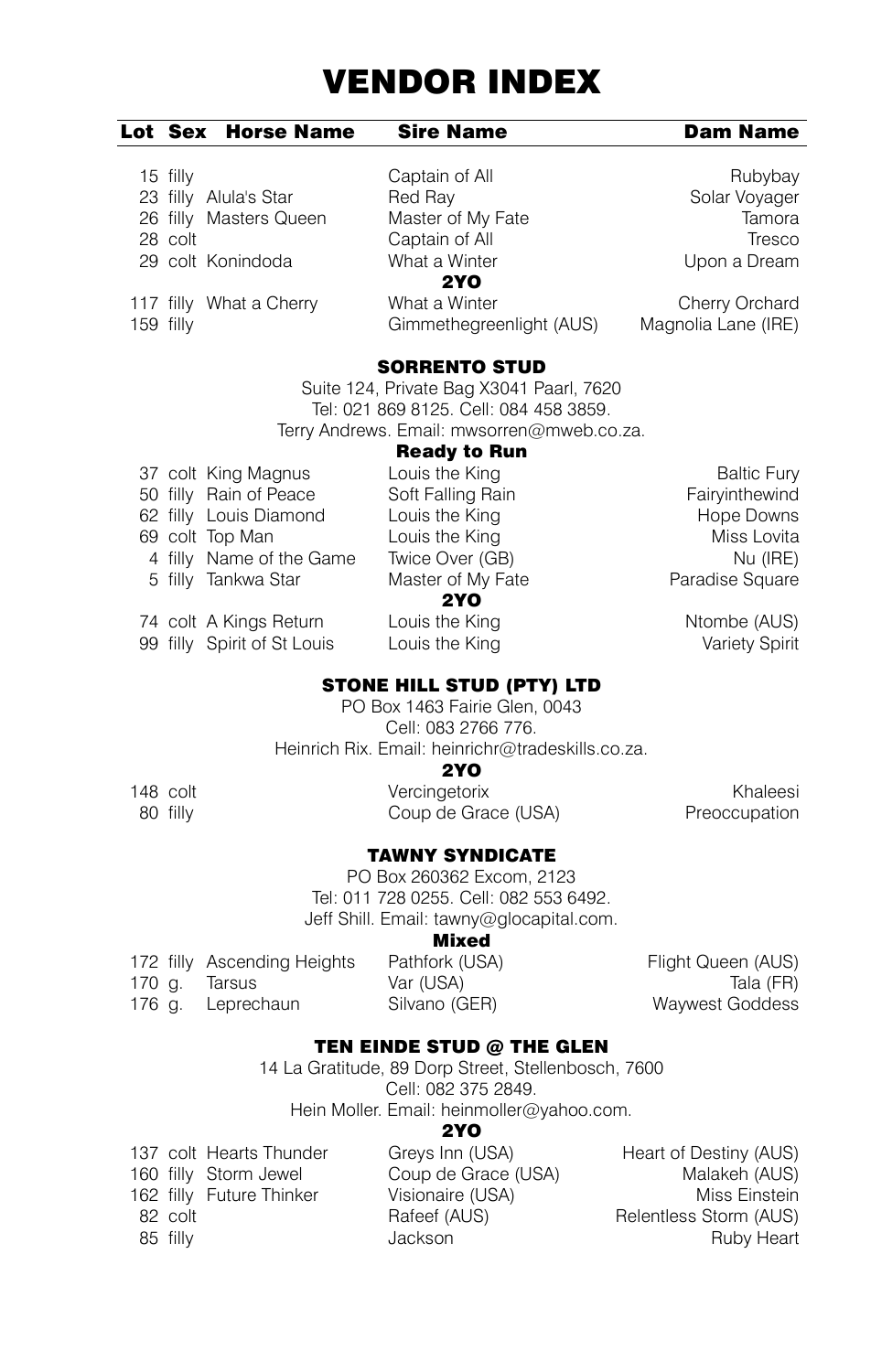# VENDOR INDEX

| Lot | Sex | Horse Name | Sire Name | Dam Name |
|---|---|---|---|---|
| 15 | filly | | Captain of All | Rubybay |
| 23 | filly | Alula's Star | Red Ray | Solar Voyager |
| 26 | filly | Masters Queen | Master of My Fate | Tamora |
| 28 | colt | | Captain of All | Tresco |
| 29 | colt | Konindoda | What a Winter | Upon a Dream |

**2YO**

| Lot | Sex | Horse Name | Sire Name | Dam Name |
|---|---|---|---|---|
| 117 | filly | What a Cherry | What a Winter | Cherry Orchard |
| 159 | filly | | Gimmethegreenlight (AUS) | Magnolia Lane (IRE) |

## SORRENTO STUD

Suite 124, Private Bag X3041 Paarl, 7620
Tel: 021 869 8125. Cell: 084 458 3859.
Terry Andrews. Email: mwsorren@mweb.co.za.

**Ready to Run**

| Lot | Sex | Horse Name | Sire Name | Dam Name |
|---|---|---|---|---|
| 37 | colt | King Magnus | Louis the King | Baltic Fury |
| 50 | filly | Rain of Peace | Soft Falling Rain | Fairyinthewind |
| 62 | filly | Louis Diamond | Louis the King | Hope Downs |
| 69 | colt | Top Man | Louis the King | Miss Lovita |
| 4 | filly | Name of the Game | Twice Over (GB) | Nu (IRE) |
| 5 | filly | Tankwa Star | Master of My Fate | Paradise Square |

**2YO**

| Lot | Sex | Horse Name | Sire Name | Dam Name |
|---|---|---|---|---|
| 74 | colt | A Kings Return | Louis the King | Ntombe (AUS) |
| 99 | filly | Spirit of St Louis | Louis the King | Variety Spirit |

## STONE HILL STUD (PTY) LTD

PO Box 1463 Fairie Glen, 0043
Cell: 083 2766 776.
Heinrich Rix. Email: heinrichr@tradeskills.co.za.

**2YO**

| Lot | Sex | Horse Name | Sire Name | Dam Name |
|---|---|---|---|---|
| 148 | colt | | Vercingetorix | Khaleesi |
| 80 | filly | | Coup de Grace (USA) | Preoccupation |

## TAWNY SYNDICATE

PO Box 260362 Excom, 2123
Tel: 011 728 0255. Cell: 082 553 6492.
Jeff Shill. Email: tawny@glocapital.com.

**Mixed**

| Lot | Sex | Horse Name | Sire Name | Dam Name |
|---|---|---|---|---|
| 172 | filly | Ascending Heights | Pathfork (USA) | Flight Queen (AUS) |
| 170 | g. | Tarsus | Var (USA) | Tala (FR) |
| 176 | g. | Leprechaun | Silvano (GER) | Waywest Goddess |

## TEN EINDE STUD @ THE GLEN

14 La Gratitude, 89 Dorp Street, Stellenbosch, 7600
Cell: 082 375 2849.
Hein Moller. Email: heinmoller@yahoo.com.

**2YO**

| Lot | Sex | Horse Name | Sire Name | Dam Name |
|---|---|---|---|---|
| 137 | colt | Hearts Thunder | Greys Inn (USA) | Heart of Destiny (AUS) |
| 160 | filly | Storm Jewel | Coup de Grace (USA) | Malakeh (AUS) |
| 162 | filly | Future Thinker | Visionaire (USA) | Miss Einstein |
| 82 | colt | | Rafeef (AUS) | Relentless Storm (AUS) |
| 85 | filly | | Jackson | Ruby Heart |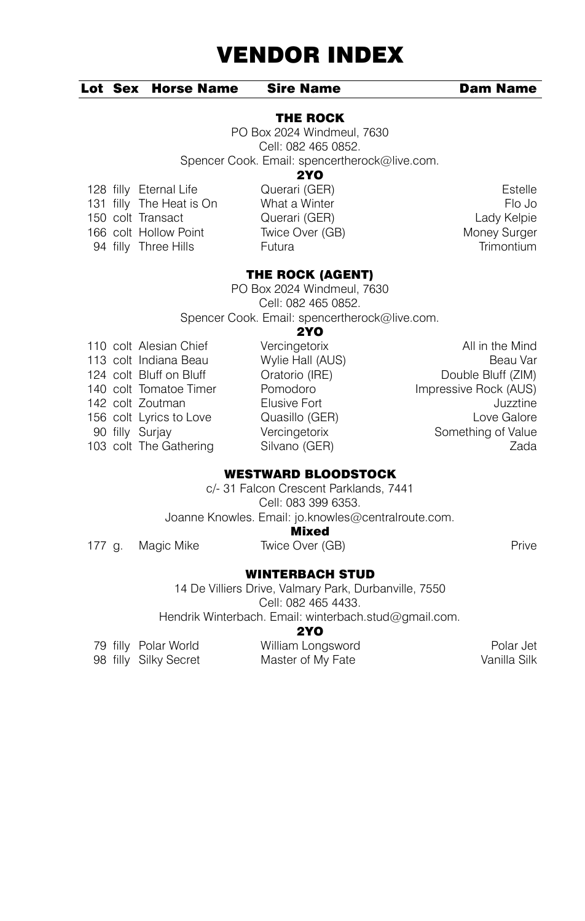# VENDOR INDEX

## THE ROCK

PO Box 2024 Windmeul, 7630
Cell: 082 465 0852.
Spencer Cook. Email: spencertherock@live.com.

### 2YO

| Lot | Sex | Horse Name | Sire Name | Dam Name |
|---|---|---|---|---|
| 128 | filly | Eternal Life | Querari (GER) | Estelle |
| 131 | filly | The Heat is On | What a Winter | Flo Jo |
| 150 | colt | Transact | Querari (GER) | Lady Kelpie |
| 166 | colt | Hollow Point | Twice Over (GB) | Money Surger |
| 94 | filly | Three Hills | Futura | Trimontium |

## THE ROCK (AGENT)

PO Box 2024 Windmeul, 7630
Cell: 082 465 0852.
Spencer Cook. Email: spencertherock@live.com.

### 2YO

| Lot | Sex | Horse Name | Sire Name | Dam Name |
|---|---|---|---|---|
| 110 | colt | Alesian Chief | Vercingetorix | All in the Mind |
| 113 | colt | Indiana Beau | Wylie Hall (AUS) | Beau Var |
| 124 | colt | Bluff on Bluff | Oratorio (IRE) | Double Bluff (ZIM) |
| 140 | colt | Tomatoe Timer | Pomodoro | Impressive Rock (AUS) |
| 142 | colt | Zoutman | Elusive Fort | Juzztine |
| 156 | colt | Lyrics to Love | Quasillo (GER) | Love Galore |
| 90 | filly | Surjay | Vercingetorix | Something of Value |
| 103 | colt | The Gathering | Silvano (GER) | Zada |

## WESTWARD BLOODSTOCK

c/- 31 Falcon Crescent Parklands, 7441
Cell: 083 399 6353.
Joanne Knowles. Email: jo.knowles@centralroute.com.

### Mixed

| Lot | Sex | Horse Name | Sire Name | Dam Name |
|---|---|---|---|---|
| 177 | g. | Magic Mike | Twice Over (GB) | Prive |

## WINTERBACH STUD

14 De Villiers Drive, Valmary Park, Durbanville, 7550
Cell: 082 465 4433.
Hendrik Winterbach. Email: winterbach.stud@gmail.com.

### 2YO

| Lot | Sex | Horse Name | Sire Name | Dam Name |
|---|---|---|---|---|
| 79 | filly | Polar World | William Longsword | Polar Jet |
| 98 | filly | Silky Secret | Master of My Fate | Vanilla Silk |